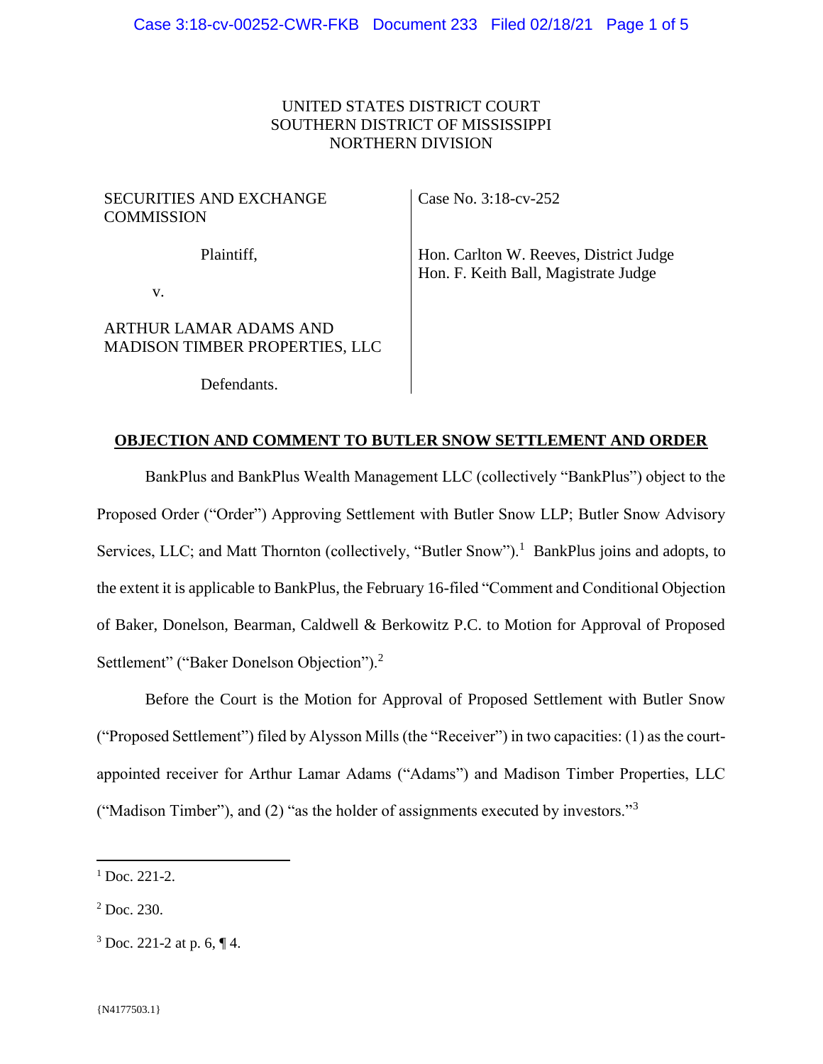UNITED STATES DISTRICT COURT
SOUTHERN DISTRICT OF MISSISSIPPI
NORTHERN DIVISION

| | |
|---|---|
| SECURITIES AND EXCHANGE COMMISSION<br><br>Plaintiff,<br><br>v.<br><br>ARTHUR LAMAR ADAMS AND MADISON TIMBER PROPERTIES, LLC<br><br>Defendants. | Case No. 3:18-cv-252<br><br>Hon. Carlton W. Reeves, District Judge<br>Hon. F. Keith Ball, Magistrate Judge |

**OBJECTION AND COMMENT TO BUTLER SNOW SETTLEMENT AND ORDER**

BankPlus and BankPlus Wealth Management LLC (collectively "BankPlus") object to the Proposed Order ("Order") Approving Settlement with Butler Snow LLP; Butler Snow Advisory Services, LLC; and Matt Thornton (collectively, "Butler Snow").[1] BankPlus joins and adopts, to the extent it is applicable to BankPlus, the February 16-filed "Comment and Conditional Objection of Baker, Donelson, Bearman, Caldwell & Berkowitz P.C. to Motion for Approval of Proposed Settlement" ("Baker Donelson Objection").[2]

Before the Court is the Motion for Approval of Proposed Settlement with Butler Snow ("Proposed Settlement") filed by Alysson Mills (the "Receiver") in two capacities: (1) as the court-appointed receiver for Arthur Lamar Adams ("Adams") and Madison Timber Properties, LLC ("Madison Timber"), and (2) "as the holder of assignments executed by investors."[3]

---

[1] Doc. 221-2.

[2] Doc. 230.

[3] Doc. 221-2 at p. 6, ¶ 4.

{N4177503.1}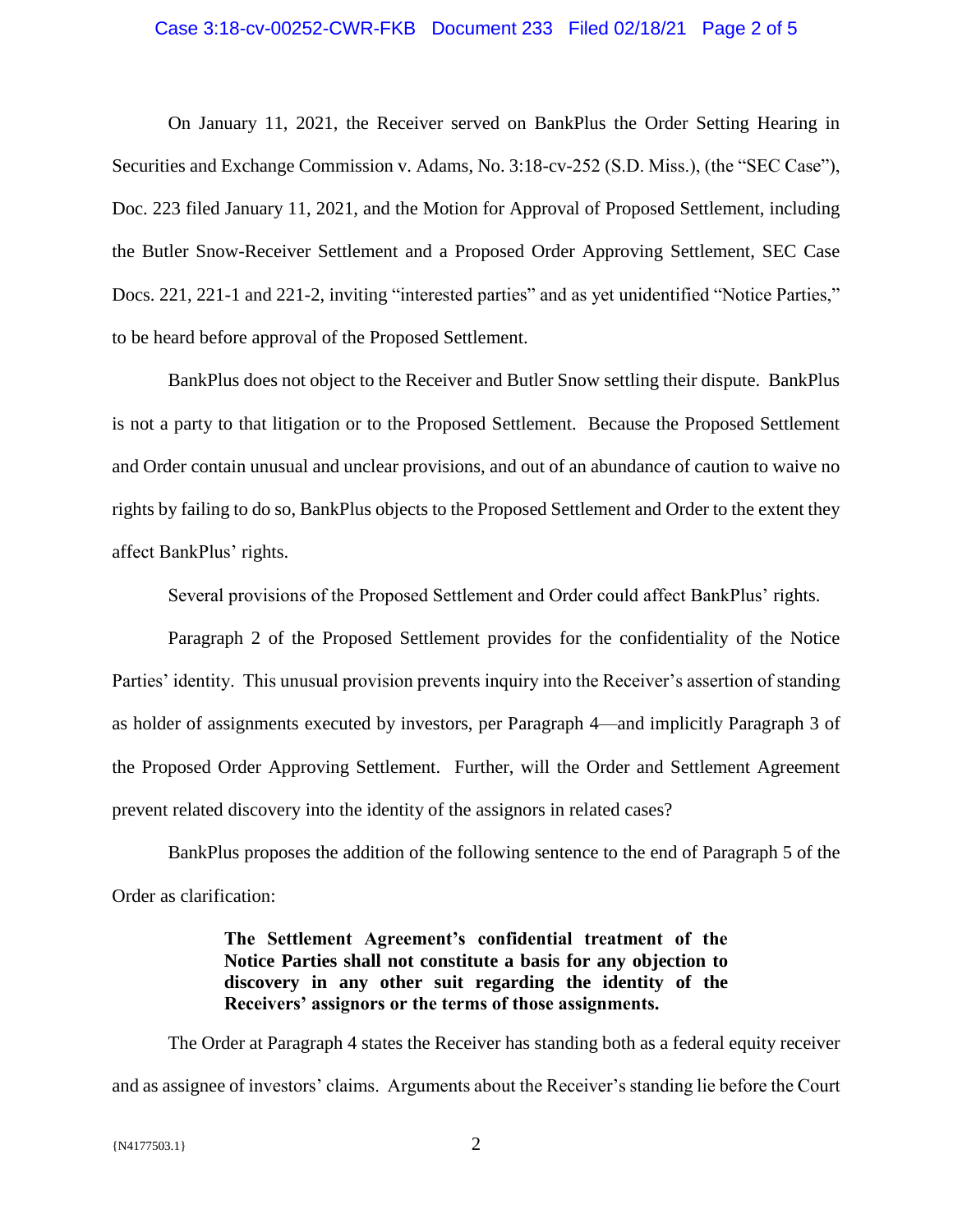On January 11, 2021, the Receiver served on BankPlus the Order Setting Hearing in Securities and Exchange Commission v. Adams, No. 3:18-cv-252 (S.D. Miss.), (the "SEC Case"), Doc. 223 filed January 11, 2021, and the Motion for Approval of Proposed Settlement, including the Butler Snow-Receiver Settlement and a Proposed Order Approving Settlement, SEC Case Docs. 221, 221-1 and 221-2, inviting "interested parties" and as yet unidentified "Notice Parties," to be heard before approval of the Proposed Settlement.

BankPlus does not object to the Receiver and Butler Snow settling their dispute. BankPlus is not a party to that litigation or to the Proposed Settlement. Because the Proposed Settlement and Order contain unusual and unclear provisions, and out of an abundance of caution to waive no rights by failing to do so, BankPlus objects to the Proposed Settlement and Order to the extent they affect BankPlus' rights.

Several provisions of the Proposed Settlement and Order could affect BankPlus' rights.

Paragraph 2 of the Proposed Settlement provides for the confidentiality of the Notice Parties' identity. This unusual provision prevents inquiry into the Receiver's assertion of standing as holder of assignments executed by investors, per Paragraph 4—and implicitly Paragraph 3 of the Proposed Order Approving Settlement. Further, will the Order and Settlement Agreement prevent related discovery into the identity of the assignors in related cases?

BankPlus proposes the addition of the following sentence to the end of Paragraph 5 of the Order as clarification:

> **The Settlement Agreement's confidential treatment of the Notice Parties shall not constitute a basis for any objection to discovery in any other suit regarding the identity of the Receivers' assignors or the terms of those assignments.**

The Order at Paragraph 4 states the Receiver has standing both as a federal equity receiver and as assignee of investors' claims. Arguments about the Receiver's standing lie before the Court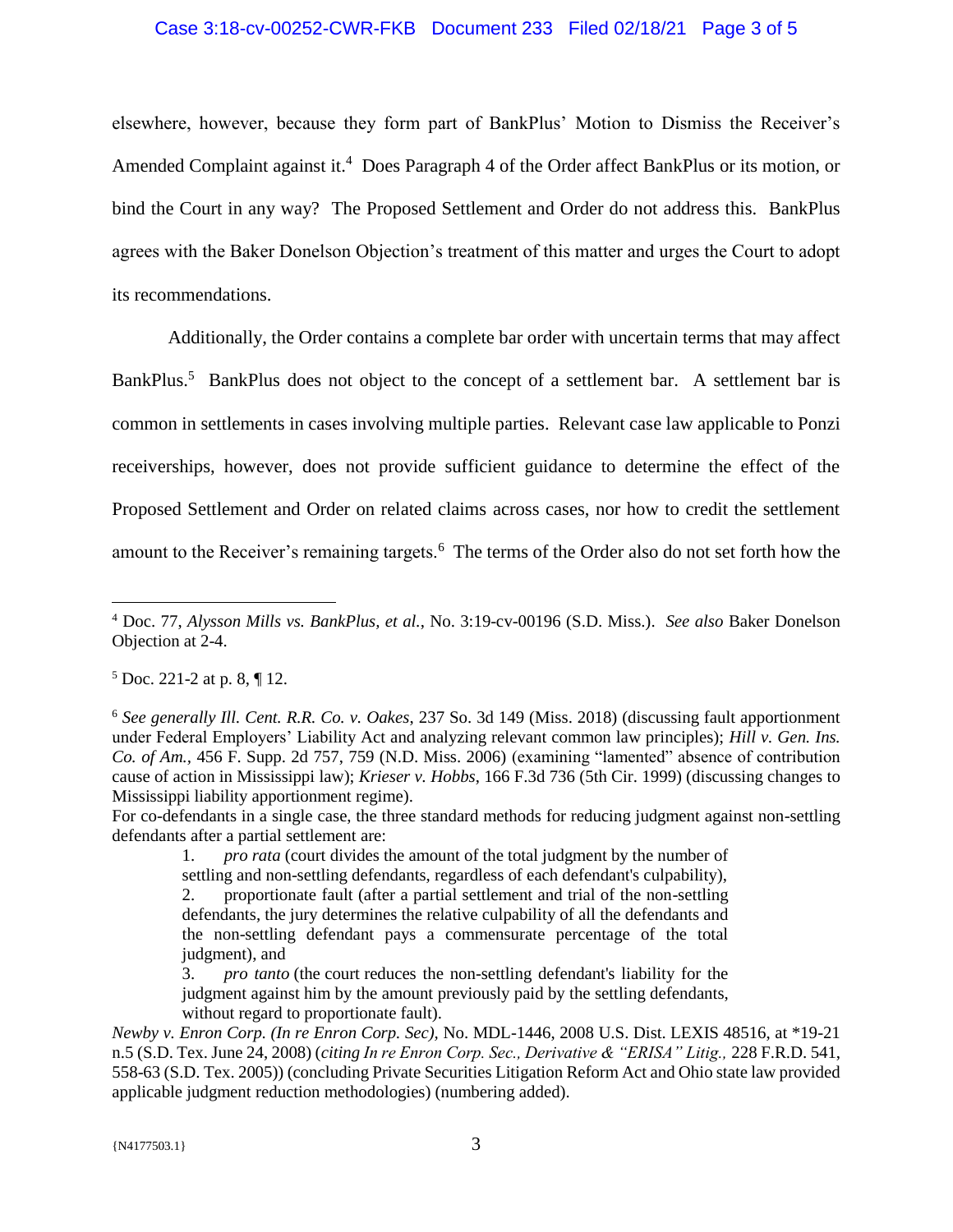elsewhere, however, because they form part of BankPlus' Motion to Dismiss the Receiver's Amended Complaint against it.[4] Does Paragraph 4 of the Order affect BankPlus or its motion, or bind the Court in any way? The Proposed Settlement and Order do not address this. BankPlus agrees with the Baker Donelson Objection's treatment of this matter and urges the Court to adopt its recommendations.

Additionally, the Order contains a complete bar order with uncertain terms that may affect BankPlus.[5] BankPlus does not object to the concept of a settlement bar. A settlement bar is common in settlements in cases involving multiple parties. Relevant case law applicable to Ponzi receiverships, however, does not provide sufficient guidance to determine the effect of the Proposed Settlement and Order on related claims across cases, nor how to credit the settlement amount to the Receiver's remaining targets.[6] The terms of the Order also do not set forth how the

---

[4] Doc. 77, *Alysson Mills vs. BankPlus, et al.*, No. 3:19-cv-00196 (S.D. Miss.). *See also* Baker Donelson Objection at 2-4.

[5] Doc. 221-2 at p. 8, ¶ 12.

[6] *See generally Ill. Cent. R.R. Co. v. Oakes*, 237 So. 3d 149 (Miss. 2018) (discussing fault apportionment under Federal Employers' Liability Act and analyzing relevant common law principles); *Hill v. Gen. Ins. Co. of Am.*, 456 F. Supp. 2d 757, 759 (N.D. Miss. 2006) (examining "lamented" absence of contribution cause of action in Mississippi law); *Krieser v. Hobbs*, 166 F.3d 736 (5th Cir. 1999) (discussing changes to Mississippi liability apportionment regime).

For co-defendants in a single case, the three standard methods for reducing judgment against non-settling defendants after a partial settlement are:

> 1. *pro rata* (court divides the amount of the total judgment by the number of settling and non-settling defendants, regardless of each defendant's culpability),
> 2. proportionate fault (after a partial settlement and trial of the non-settling defendants, the jury determines the relative culpability of all the defendants and the non-settling defendant pays a commensurate percentage of the total judgment), and
> 3. *pro tanto* (the court reduces the non-settling defendant's liability for the judgment against him by the amount previously paid by the settling defendants, without regard to proportionate fault).

*Newby v. Enron Corp. (In re Enron Corp. Sec)*, No. MDL-1446, 2008 U.S. Dist. LEXIS 48516, at *19-21 n.5 (S.D. Tex. June 24, 2008) (*citing In re Enron Corp. Sec., Derivative & "ERISA" Litig.,* 228 F.R.D. 541, 558-63 (S.D. Tex. 2005)) (concluding Private Securities Litigation Reform Act and Ohio state law provided applicable judgment reduction methodologies) (numbering added).

{N4177503.1}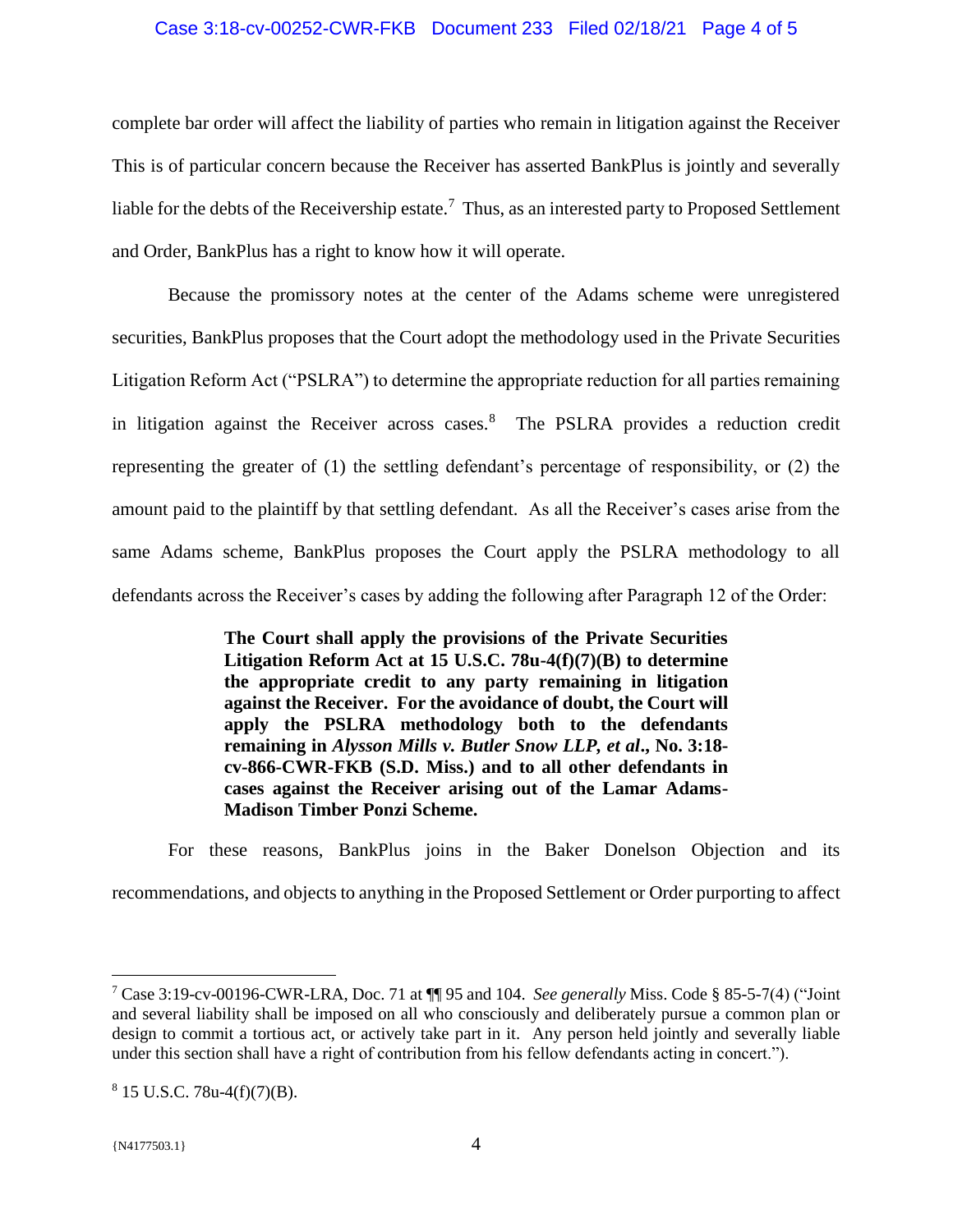complete bar order will affect the liability of parties who remain in litigation against the Receiver This is of particular concern because the Receiver has asserted BankPlus is jointly and severally liable for the debts of the Receivership estate.[7] Thus, as an interested party to Proposed Settlement and Order, BankPlus has a right to know how it will operate.

Because the promissory notes at the center of the Adams scheme were unregistered securities, BankPlus proposes that the Court adopt the methodology used in the Private Securities Litigation Reform Act ("PSLRA") to determine the appropriate reduction for all parties remaining in litigation against the Receiver across cases.[8] The PSLRA provides a reduction credit representing the greater of (1) the settling defendant's percentage of responsibility, or (2) the amount paid to the plaintiff by that settling defendant. As all the Receiver's cases arise from the same Adams scheme, BankPlus proposes the Court apply the PSLRA methodology to all defendants across the Receiver's cases by adding the following after Paragraph 12 of the Order:

> **The Court shall apply the provisions of the Private Securities Litigation Reform Act at 15 U.S.C. 78u-4(f)(7)(B) to determine the appropriate credit to any party remaining in litigation against the Receiver. For the avoidance of doubt, the Court will apply the PSLRA methodology both to the defendants remaining in *Alysson Mills v. Butler Snow LLP, et al*., No. 3:18-cv-866-CWR-FKB (S.D. Miss.) and to all other defendants in cases against the Receiver arising out of the Lamar Adams-Madison Timber Ponzi Scheme.**

For these reasons, BankPlus joins in the Baker Donelson Objection and its recommendations, and objects to anything in the Proposed Settlement or Order purporting to affect

---

[7] Case 3:19-cv-00196-CWR-LRA, Doc. 71 at ¶¶ 95 and 104. *See generally* Miss. Code § 85-5-7(4) ("Joint and several liability shall be imposed on all who consciously and deliberately pursue a common plan or design to commit a tortious act, or actively take part in it. Any person held jointly and severally liable under this section shall have a right of contribution from his fellow defendants acting in concert.").

[8] 15 U.S.C. 78u-4(f)(7)(B).

{N4177503.1}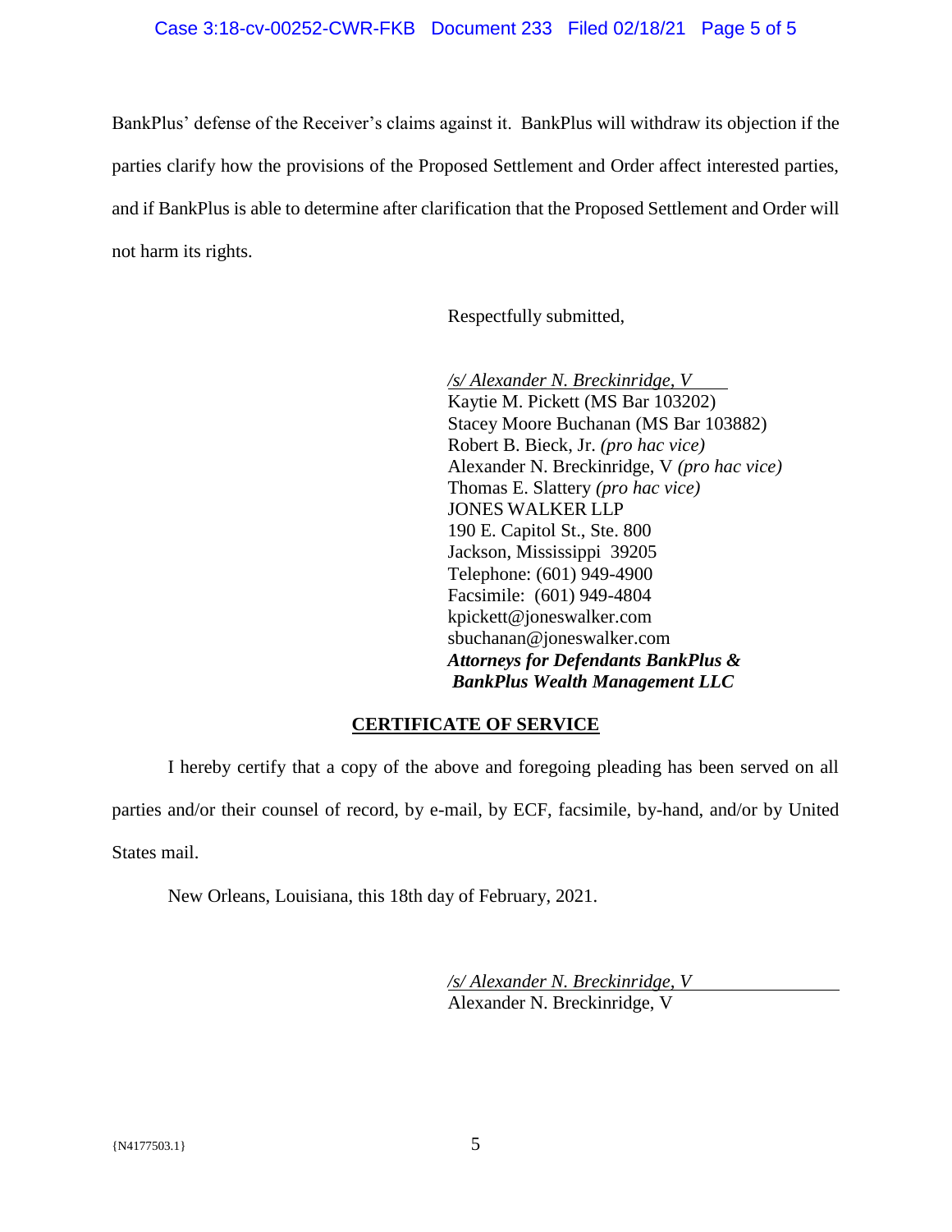BankPlus' defense of the Receiver's claims against it. BankPlus will withdraw its objection if the parties clarify how the provisions of the Proposed Settlement and Order affect interested parties, and if BankPlus is able to determine after clarification that the Proposed Settlement and Order will not harm its rights.

Respectfully submitted,

*/s/ Alexander N. Breckinridge, V*  
Kaytie M. Pickett (MS Bar 103202)  
Stacey Moore Buchanan (MS Bar 103882)  
Robert B. Bieck, Jr. *(pro hac vice)*  
Alexander N. Breckinridge, V *(pro hac vice)*  
Thomas E. Slattery *(pro hac vice)*  
JONES WALKER LLP  
190 E. Capitol St., Ste. 800  
Jackson, Mississippi 39205  
Telephone: (601) 949-4900  
Facsimile: (601) 949-4804  
kpickett@joneswalker.com  
sbuchanan@joneswalker.com  
***Attorneys for Defendants BankPlus & BankPlus Wealth Management LLC***

## CERTIFICATE OF SERVICE

I hereby certify that a copy of the above and foregoing pleading has been served on all parties and/or their counsel of record, by e-mail, by ECF, facsimile, by-hand, and/or by United States mail.

New Orleans, Louisiana, this 18th day of February, 2021.

*/s/ Alexander N. Breckinridge, V*  
Alexander N. Breckinridge, V

{N4177503.1}